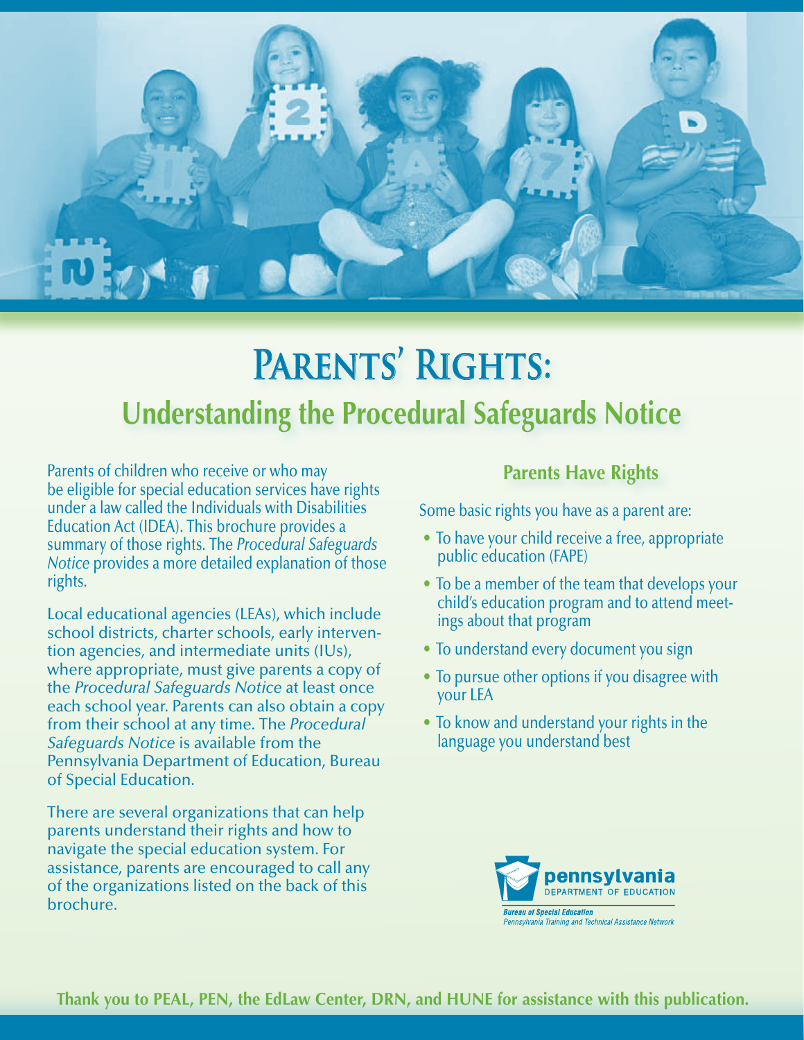# Parents' Rights:

## Understanding the Procedural Safeguards Notice

Parents of children who receive or who may be eligible for special education services have rights under a law called the Individuals with Disabilities Education Act (IDEA). This brochure provides a summary of those rights. The *Procedural Safeguards Notice* provides a more detailed explanation of those rights.

Local educational agencies (LEAs), which include school districts, charter schools, early intervention agencies, and intermediate units (IUs), where appropriate, must give parents a copy of the *Procedural Safeguards Notice* at least once each school year. Parents can also obtain a copy from their school at any time. The *Procedural Safeguards Notice* is available from the Pennsylvania Department of Education, Bureau of Special Education.

There are several organizations that can help parents understand their rights and how to navigate the special education system. For assistance, parents are encouraged to call any of the organizations listed on the back of this brochure.

### Parents Have Rights

Some basic rights you have as a parent are:

- To have your child receive a free, appropriate public education (FAPE)
- To be a member of the team that develops your child's education program and to attend meetings about that program
- To understand every document you sign
- To pursue other options if you disagree with your LEA
- To know and understand your rights in the language you understand best

pennsylvania DEPARTMENT OF EDUCATION

*Bureau of Special Education*
*Pennsylvania Training and Technical Assistance Network*

**Thank you to PEAL, PEN, the EdLaw Center, DRN, and HUNE for assistance with this publication.**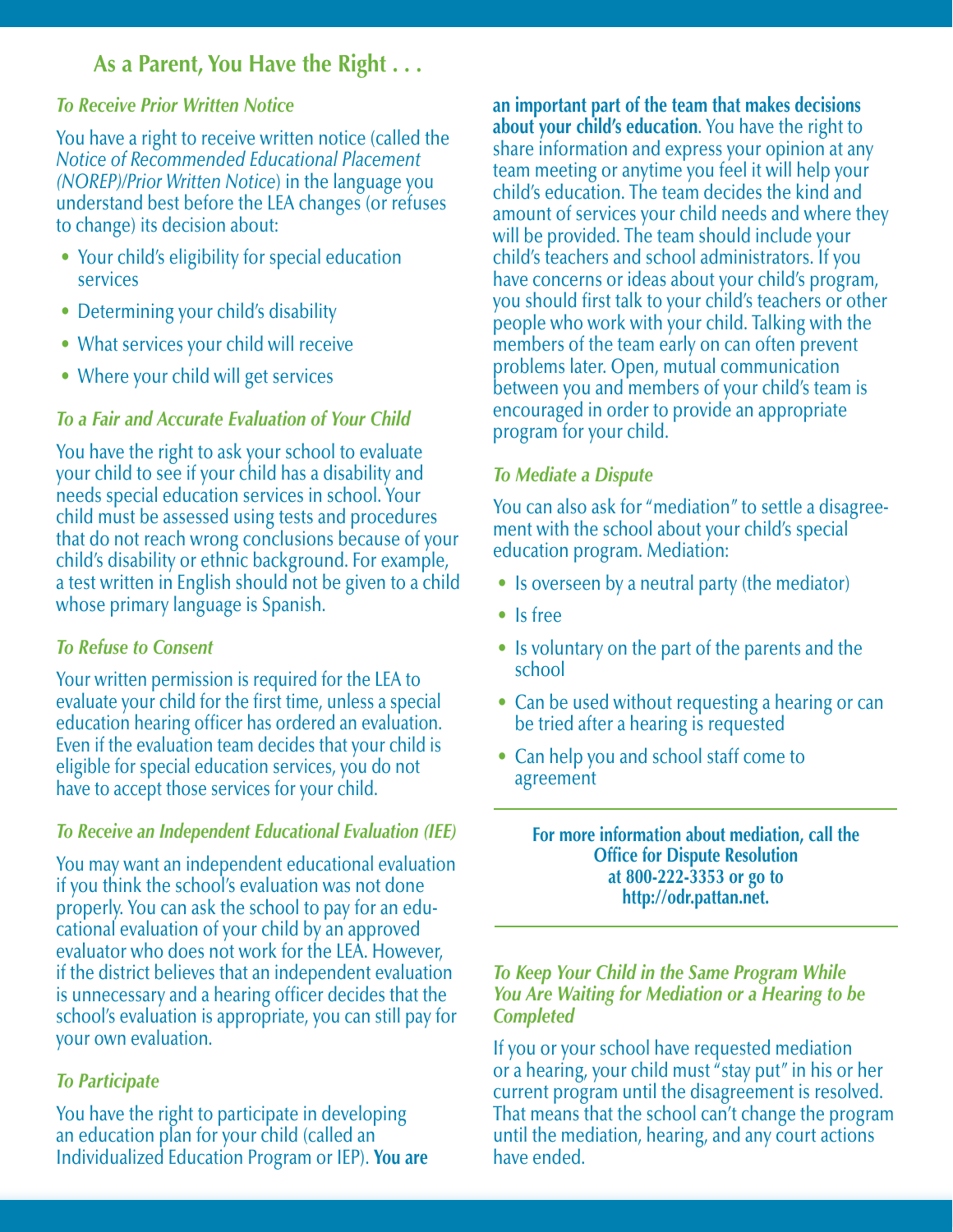## As a Parent, You Have the Right . . .

### *To Receive Prior Written Notice*

You have a right to receive written notice (called the *Notice of Recommended Educational Placement (NOREP)/Prior Written Notice*) in the language you understand best before the LEA changes (or refuses to change) its decision about:

- Your child's eligibility for special education services
- Determining your child's disability
- What services your child will receive
- Where your child will get services

### *To a Fair and Accurate Evaluation of Your Child*

You have the right to ask your school to evaluate your child to see if your child has a disability and needs special education services in school. Your child must be assessed using tests and procedures that do not reach wrong conclusions because of your child's disability or ethnic background. For example, a test written in English should not be given to a child whose primary language is Spanish.

### *To Refuse to Consent*

Your written permission is required for the LEA to evaluate your child for the first time, unless a special education hearing officer has ordered an evaluation. Even if the evaluation team decides that your child is eligible for special education services, you do not have to accept those services for your child.

### *To Receive an Independent Educational Evaluation (IEE)*

You may want an independent educational evaluation if you think the school's evaluation was not done properly. You can ask the school to pay for an educational evaluation of your child by an approved evaluator who does not work for the LEA. However, if the district believes that an independent evaluation is unnecessary and a hearing officer decides that the school's evaluation is appropriate, you can still pay for your own evaluation.

### *To Participate*

You have the right to participate in developing an education plan for your child (called an Individualized Education Program or IEP). **You are an important part of the team that makes decisions about your child's education**. You have the right to share information and express your opinion at any team meeting or anytime you feel it will help your child's education. The team decides the kind and amount of services your child needs and where they will be provided. The team should include your child's teachers and school administrators. If you have concerns or ideas about your child's program, you should first talk to your child's teachers or other people who work with your child. Talking with the members of the team early on can often prevent problems later. Open, mutual communication between you and members of your child's team is encouraged in order to provide an appropriate program for your child.

### *To Mediate a Dispute*

You can also ask for "mediation" to settle a disagreement with the school about your child's special education program. Mediation:

- Is overseen by a neutral party (the mediator)
- Is free
- Is voluntary on the part of the parents and the school
- Can be used without requesting a hearing or can be tried after a hearing is requested
- Can help you and school staff come to agreement

**For more information about mediation, call the Office for Dispute Resolution at 800-222-3353 or go to http://odr.pattan.net.**

### *To Keep Your Child in the Same Program While You Are Waiting for Mediation or a Hearing to be Completed*

If you or your school have requested mediation or a hearing, your child must "stay put" in his or her current program until the disagreement is resolved. That means that the school can't change the program until the mediation, hearing, and any court actions have ended.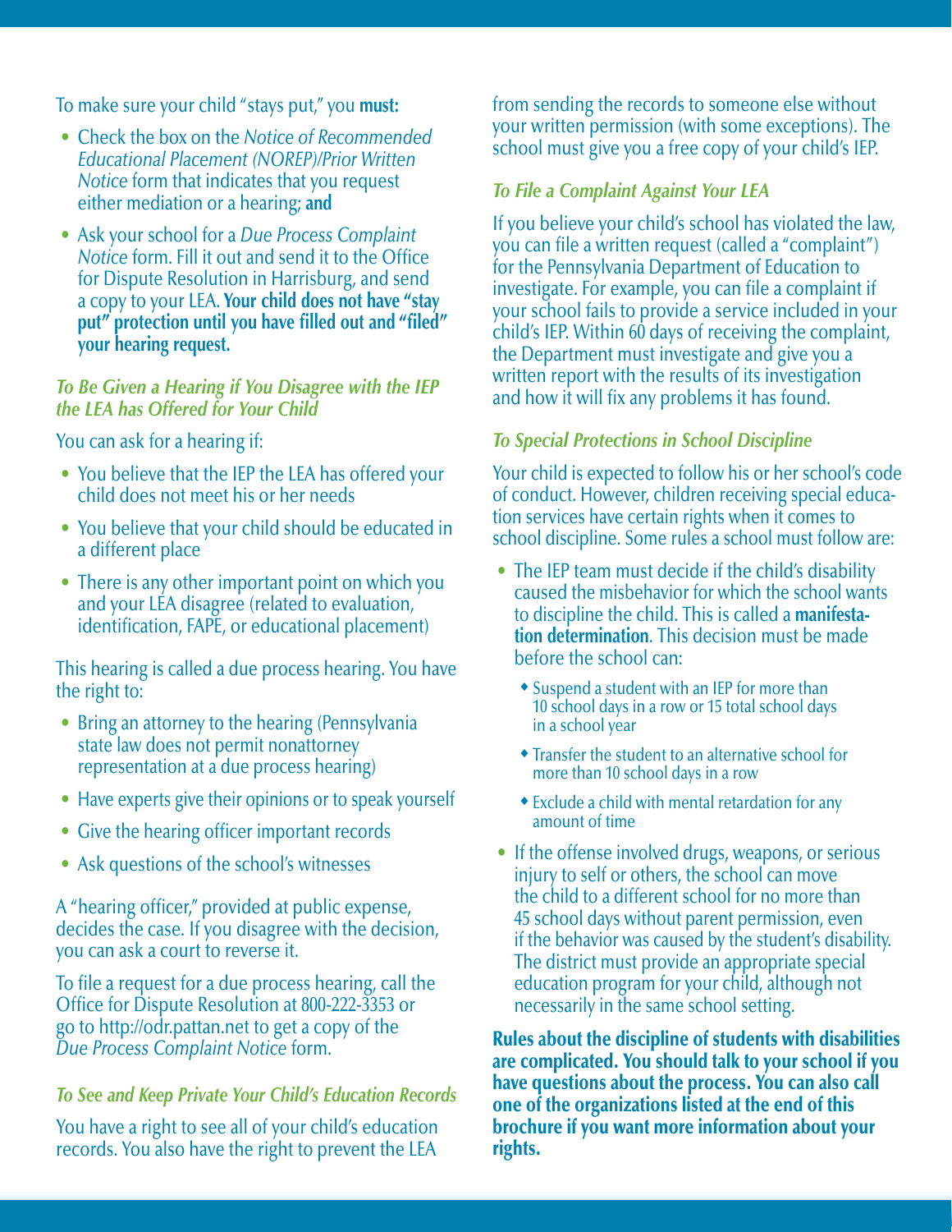To make sure your child "stays put," you **must:**

- Check the box on the *Notice of Recommended Educational Placement (NOREP)/Prior Written Notice* form that indicates that you request either mediation or a hearing; **and**
- Ask your school for a *Due Process Complaint Notice* form. Fill it out and send it to the Office for Dispute Resolution in Harrisburg, and send a copy to your LEA. **Your child does not have "stay put" protection until you have filled out and "filed" your hearing request.**

### *To Be Given a Hearing if You Disagree with the IEP the LEA has Offered for Your Child*

You can ask for a hearing if:

- You believe that the IEP the LEA has offered your child does not meet his or her needs
- You believe that your child should be educated in a different place
- There is any other important point on which you and your LEA disagree (related to evaluation, identification, FAPE, or educational placement)

This hearing is called a due process hearing. You have the right to:

- Bring an attorney to the hearing (Pennsylvania state law does not permit nonattorney representation at a due process hearing)
- Have experts give their opinions or to speak yourself
- Give the hearing officer important records
- Ask questions of the school's witnesses

A "hearing officer," provided at public expense, decides the case. If you disagree with the decision, you can ask a court to reverse it.

To file a request for a due process hearing, call the Office for Dispute Resolution at 800-222-3353 or go to http://odr.pattan.net to get a copy of the *Due Process Complaint Notice* form.

### *To See and Keep Private Your Child's Education Records*

You have a right to see all of your child's education records. You also have the right to prevent the LEA from sending the records to someone else without your written permission (with some exceptions). The school must give you a free copy of your child's IEP.

### *To File a Complaint Against Your LEA*

If you believe your child's school has violated the law, you can file a written request (called a "complaint") for the Pennsylvania Department of Education to investigate. For example, you can file a complaint if your school fails to provide a service included in your child's IEP. Within 60 days of receiving the complaint, the Department must investigate and give you a written report with the results of its investigation and how it will fix any problems it has found.

### *To Special Protections in School Discipline*

Your child is expected to follow his or her school's code of conduct. However, children receiving special education services have certain rights when it comes to school discipline. Some rules a school must follow are:

- The IEP team must decide if the child's disability caused the misbehavior for which the school wants to discipline the child. This is called a **manifestation determination**. This decision must be made before the school can:
  - Suspend a student with an IEP for more than 10 school days in a row or 15 total school days in a school year
  - Transfer the student to an alternative school for more than 10 school days in a row
  - Exclude a child with mental retardation for any amount of time
- If the offense involved drugs, weapons, or serious injury to self or others, the school can move the child to a different school for no more than 45 school days without parent permission, even if the behavior was caused by the student's disability. The district must provide an appropriate special education program for your child, although not necessarily in the same school setting.

**Rules about the discipline of students with disabilities are complicated. You should talk to your school if you have questions about the process. You can also call one of the organizations listed at the end of this brochure if you want more information about your rights.**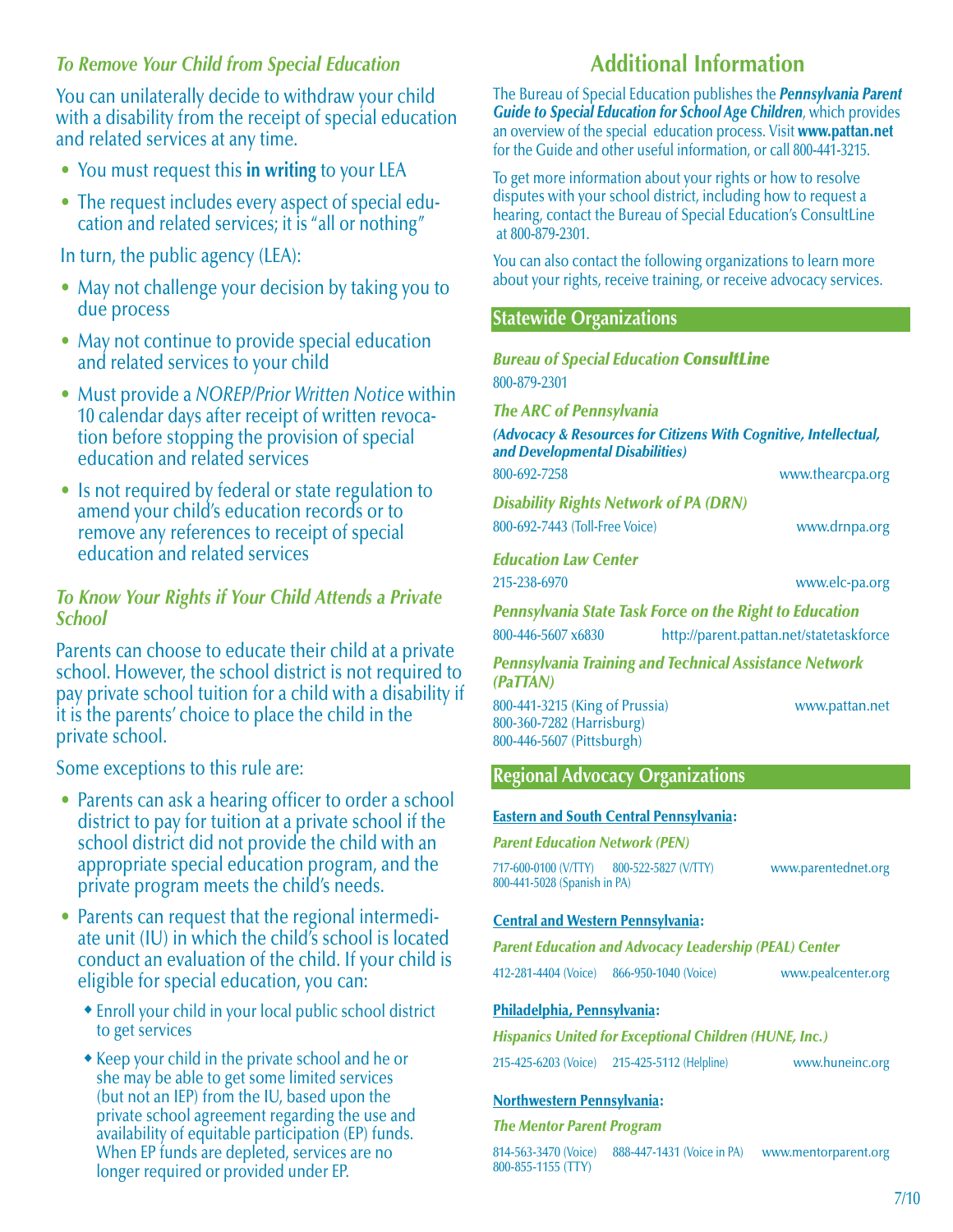### *To Remove Your Child from Special Education*

You can unilaterally decide to withdraw your child with a disability from the receipt of special education and related services at any time.

- You must request this **in writing** to your LEA
- The request includes every aspect of special education and related services; it is "all or nothing"

In turn, the public agency (LEA):

- May not challenge your decision by taking you to due process
- May not continue to provide special education and related services to your child
- Must provide a *NOREP/Prior Written Notice* within 10 calendar days after receipt of written revocation before stopping the provision of special education and related services
- Is not required by federal or state regulation to amend your child's education records or to remove any references to receipt of special education and related services

### *To Know Your Rights if Your Child Attends a Private School*

Parents can choose to educate their child at a private school. However, the school district is not required to pay private school tuition for a child with a disability if it is the parents' choice to place the child in the private school.

Some exceptions to this rule are:

- Parents can ask a hearing officer to order a school district to pay for tuition at a private school if the school district did not provide the child with an appropriate special education program, and the private program meets the child's needs.
- Parents can request that the regional intermediate unit (IU) in which the child's school is located conduct an evaluation of the child. If your child is eligible for special education, you can:
  - Enroll your child in your local public school district to get services
  - Keep your child in the private school and he or she may be able to get some limited services (but not an IEP) from the IU, based upon the private school agreement regarding the use and availability of equitable participation (EP) funds. When EP funds are depleted, services are no longer required or provided under EP.

## Additional Information

The Bureau of Special Education publishes the ***Pennsylvania Parent Guide to Special Education for School Age Children***, which provides an overview of the special education process. Visit **www.pattan.net** for the Guide and other useful information, or call 800-441-3215.

To get more information about your rights or how to resolve disputes with your school district, including how to request a hearing, contact the Bureau of Special Education's ConsultLine at 800-879-2301.

You can also contact the following organizations to learn more about your rights, receive training, or receive advocacy services.

### Statewide Organizations

***Bureau of Special Education ConsultLine***
800-879-2301

***The ARC of Pennsylvania***
***(Advocacy & Resources for Citizens With Cognitive, Intellectual, and Developmental Disabilities)***
800-692-7258 www.thearcpa.org

***Disability Rights Network of PA (DRN)***
800-692-7443 (Toll-Free Voice) www.drnpa.org

***Education Law Center***
215-238-6970 www.elc-pa.org

***Pennsylvania State Task Force on the Right to Education***
800-446-5607 x6830 http://parent.pattan.net/statetaskforce

***Pennsylvania Training and Technical Assistance Network (PaTTAN)***
800-441-3215 (King of Prussia) www.pattan.net
800-360-7282 (Harrisburg)
800-446-5607 (Pittsburgh)

### Regional Advocacy Organizations

**Eastern and South Central Pennsylvania:**

***Parent Education Network (PEN)***
717-600-0100 (V/TTY) 800-522-5827 (V/TTY) www.parentednet.org
800-441-5028 (Spanish in PA)

**Central and Western Pennsylvania:**

***Parent Education and Advocacy Leadership (PEAL) Center***
412-281-4404 (Voice) 866-950-1040 (Voice) www.pealcenter.org

**Philadelphia, Pennsylvania:**

***Hispanics United for Exceptional Children (HUNE, Inc.)***
215-425-6203 (Voice) 215-425-5112 (Helpline) www.huneinc.org

**Northwestern Pennsylvania:**

***The Mentor Parent Program***
814-563-3470 (Voice) 888-447-1431 (Voice in PA) www.mentorparent.org
800-855-1155 (TTY)

7/10